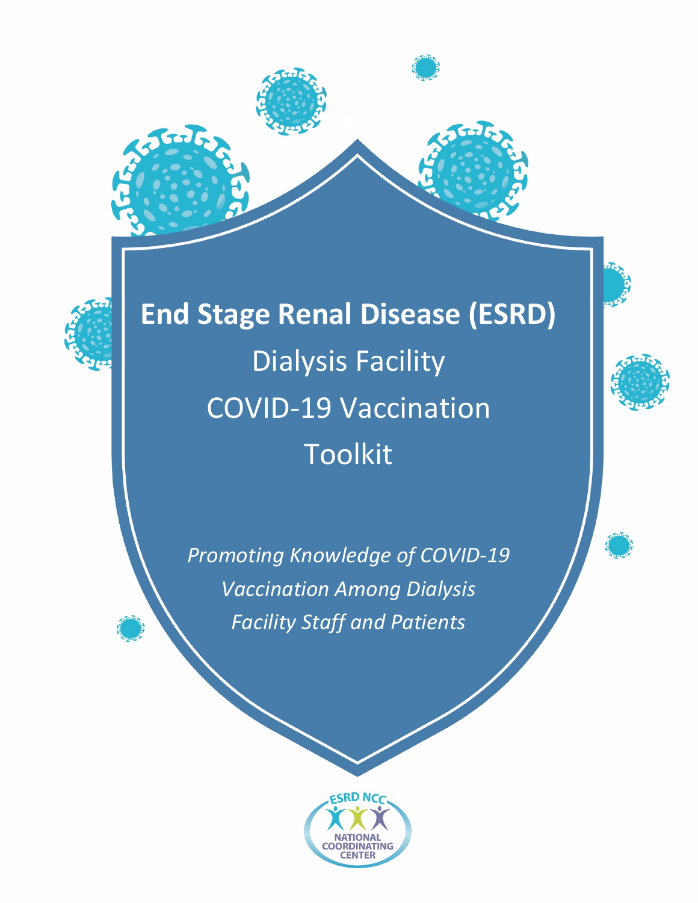# End Stage Renal Disease (ESRD)

Dialysis Facility

COVID-19 Vaccination

Toolkit

*Promoting Knowledge of COVID-19 Vaccination Among Dialysis Facility Staff and Patients*

ESRD NCC

NATIONAL COORDINATING CENTER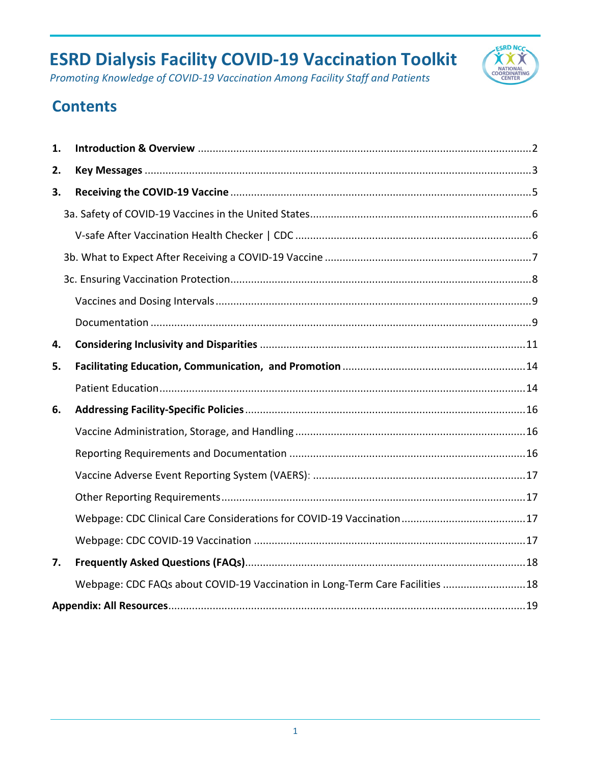# ESRD Dialysis Facility COVID-19 Vaccination Toolkit

*Promoting Knowledge of COVID-19 Vaccination Among Facility Staff and Patients*

## Contents

1. **Introduction & Overview** ............ 2
2. **Key Messages** ............ 3
3. **Receiving the COVID-19 Vaccine** ............ 5
   - 3a. Safety of COVID-19 Vaccines in the United States ............ 6
     - V-safe After Vaccination Health Checker | CDC ............ 6
   - 3b. What to Expect After Receiving a COVID-19 Vaccine ............ 7
   - 3c. Ensuring Vaccination Protection ............ 8
     - Vaccines and Dosing Intervals ............ 9
     - Documentation ............ 9
4. **Considering Inclusivity and Disparities** ............ 11
5. **Facilitating Education, Communication, and Promotion** ............ 14
   - Patient Education ............ 14
6. **Addressing Facility-Specific Policies** ............ 16
   - Vaccine Administration, Storage, and Handling ............ 16
   - Reporting Requirements and Documentation ............ 16
   - Vaccine Adverse Event Reporting System (VAERS): ............ 17
   - Other Reporting Requirements ............ 17
   - Webpage: CDC Clinical Care Considerations for COVID-19 Vaccination ............ 17
   - Webpage: CDC COVID-19 Vaccination ............ 17
7. **Frequently Asked Questions (FAQs)** ............ 18
   - Webpage: CDC FAQs about COVID-19 Vaccination in Long-Term Care Facilities ............ 18

**Appendix: All Resources** ............ 19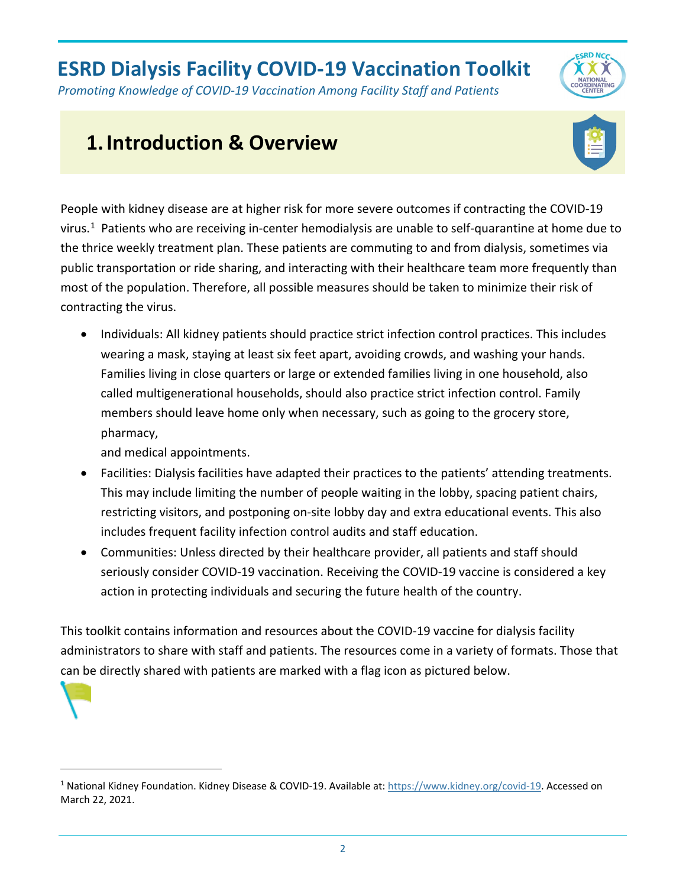# ESRD Dialysis Facility COVID-19 Vaccination Toolkit

*Promoting Knowledge of COVID-19 Vaccination Among Facility Staff and Patients*

## 1. Introduction & Overview

People with kidney disease are at higher risk for more severe outcomes if contracting the COVID-19 virus.[1] Patients who are receiving in-center hemodialysis are unable to self-quarantine at home due to the thrice weekly treatment plan. These patients are commuting to and from dialysis, sometimes via public transportation or ride sharing, and interacting with their healthcare team more frequently than most of the population. Therefore, all possible measures should be taken to minimize their risk of contracting the virus.

- Individuals: All kidney patients should practice strict infection control practices. This includes wearing a mask, staying at least six feet apart, avoiding crowds, and washing your hands. Families living in close quarters or large or extended families living in one household, also called multigenerational households, should also practice strict infection control. Family members should leave home only when necessary, such as going to the grocery store, pharmacy, and medical appointments.
- Facilities: Dialysis facilities have adapted their practices to the patients' attending treatments. This may include limiting the number of people waiting in the lobby, spacing patient chairs, restricting visitors, and postponing on-site lobby day and extra educational events. This also includes frequent facility infection control audits and staff education.
- Communities: Unless directed by their healthcare provider, all patients and staff should seriously consider COVID-19 vaccination. Receiving the COVID-19 vaccine is considered a key action in protecting individuals and securing the future health of the country.

This toolkit contains information and resources about the COVID-19 vaccine for dialysis facility administrators to share with staff and patients. The resources come in a variety of formats. Those that can be directly shared with patients are marked with a flag icon as pictured below.

---

[1] National Kidney Foundation. Kidney Disease & COVID-19. Available at: https://www.kidney.org/covid-19. Accessed on March 22, 2021.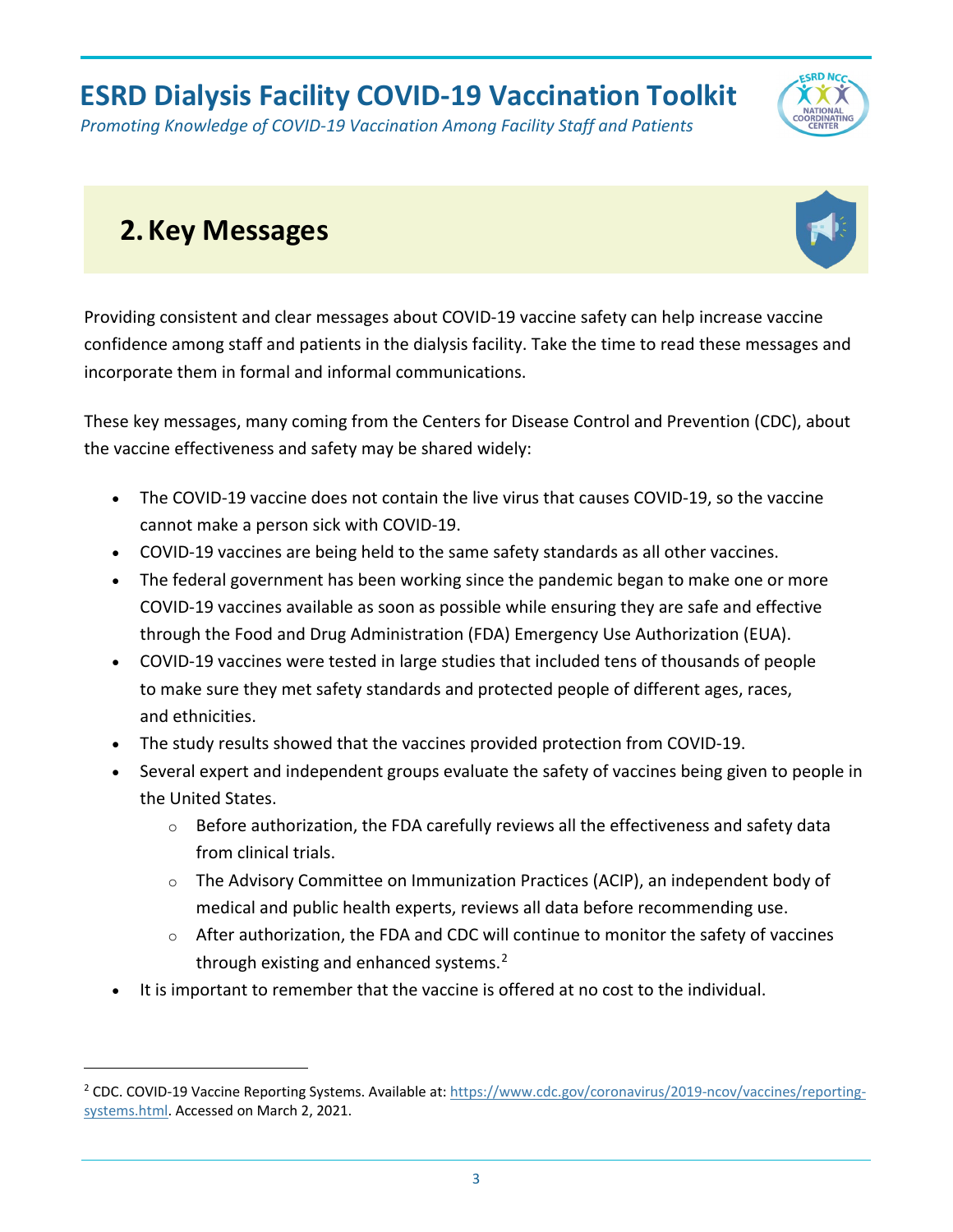# 2. Key Messages

Providing consistent and clear messages about COVID-19 vaccine safety can help increase vaccine confidence among staff and patients in the dialysis facility. Take the time to read these messages and incorporate them in formal and informal communications.

These key messages, many coming from the Centers for Disease Control and Prevention (CDC), about the vaccine effectiveness and safety may be shared widely:

- The COVID-19 vaccine does not contain the live virus that causes COVID-19, so the vaccine cannot make a person sick with COVID-19.
- COVID-19 vaccines are being held to the same safety standards as all other vaccines.
- The federal government has been working since the pandemic began to make one or more COVID-19 vaccines available as soon as possible while ensuring they are safe and effective through the Food and Drug Administration (FDA) Emergency Use Authorization (EUA).
- COVID-19 vaccines were tested in large studies that included tens of thousands of people to make sure they met safety standards and protected people of different ages, races, and ethnicities.
- The study results showed that the vaccines provided protection from COVID-19.
- Several expert and independent groups evaluate the safety of vaccines being given to people in the United States.
    - Before authorization, the FDA carefully reviews all the effectiveness and safety data from clinical trials.
    - The Advisory Committee on Immunization Practices (ACIP), an independent body of medical and public health experts, reviews all data before recommending use.
    - After authorization, the FDA and CDC will continue to monitor the safety of vaccines through existing and enhanced systems.[2]
- It is important to remember that the vaccine is offered at no cost to the individual.

---

[2] CDC. COVID-19 Vaccine Reporting Systems. Available at: https://www.cdc.gov/coronavirus/2019-ncov/vaccines/reporting-systems.html. Accessed on March 2, 2021.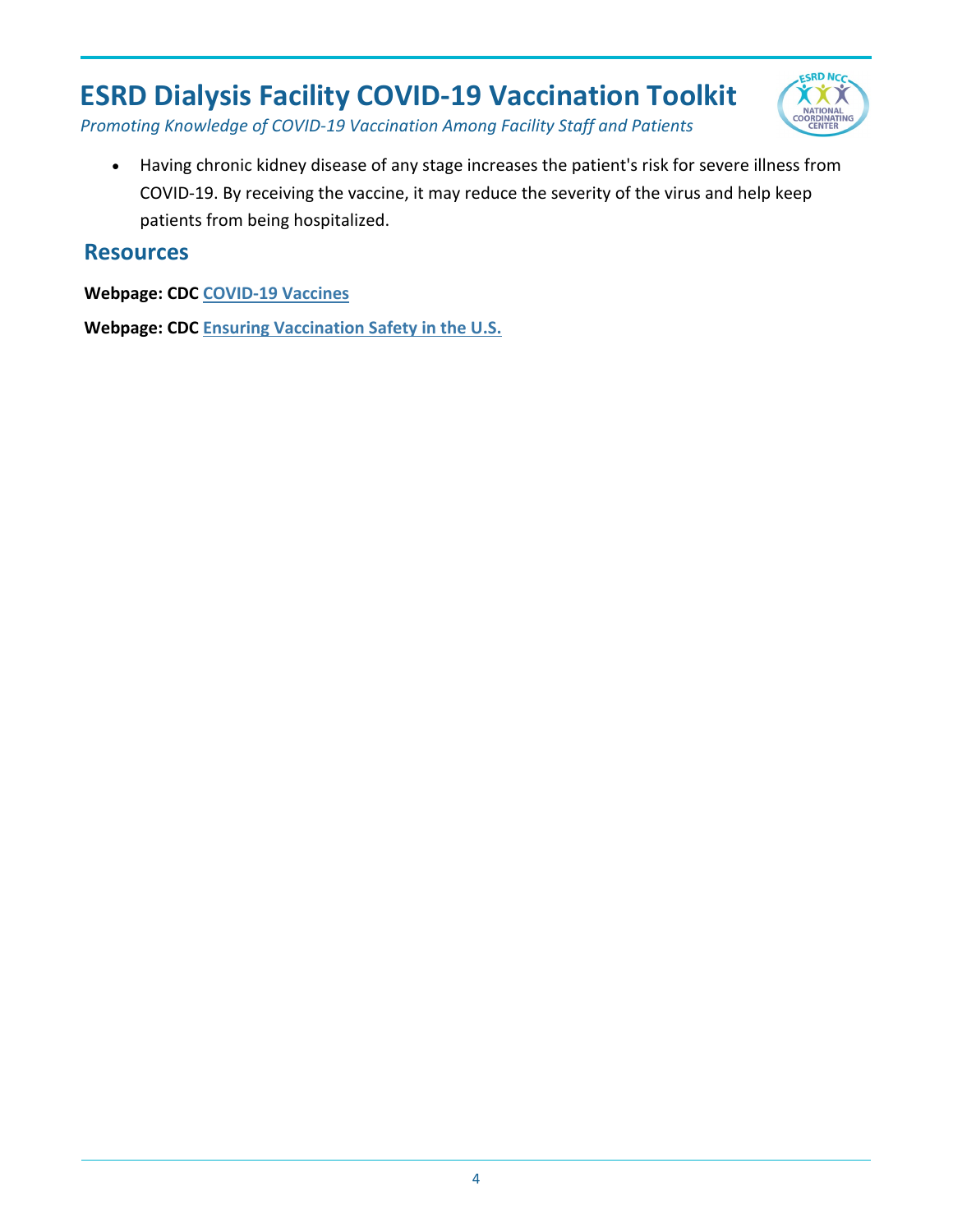- Having chronic kidney disease of any stage increases the patient's risk for severe illness from COVID-19. By receiving the vaccine, it may reduce the severity of the virus and help keep patients from being hospitalized.

## Resources

**Webpage: CDC COVID-19 Vaccines**

**Webpage: CDC Ensuring Vaccination Safety in the U.S.**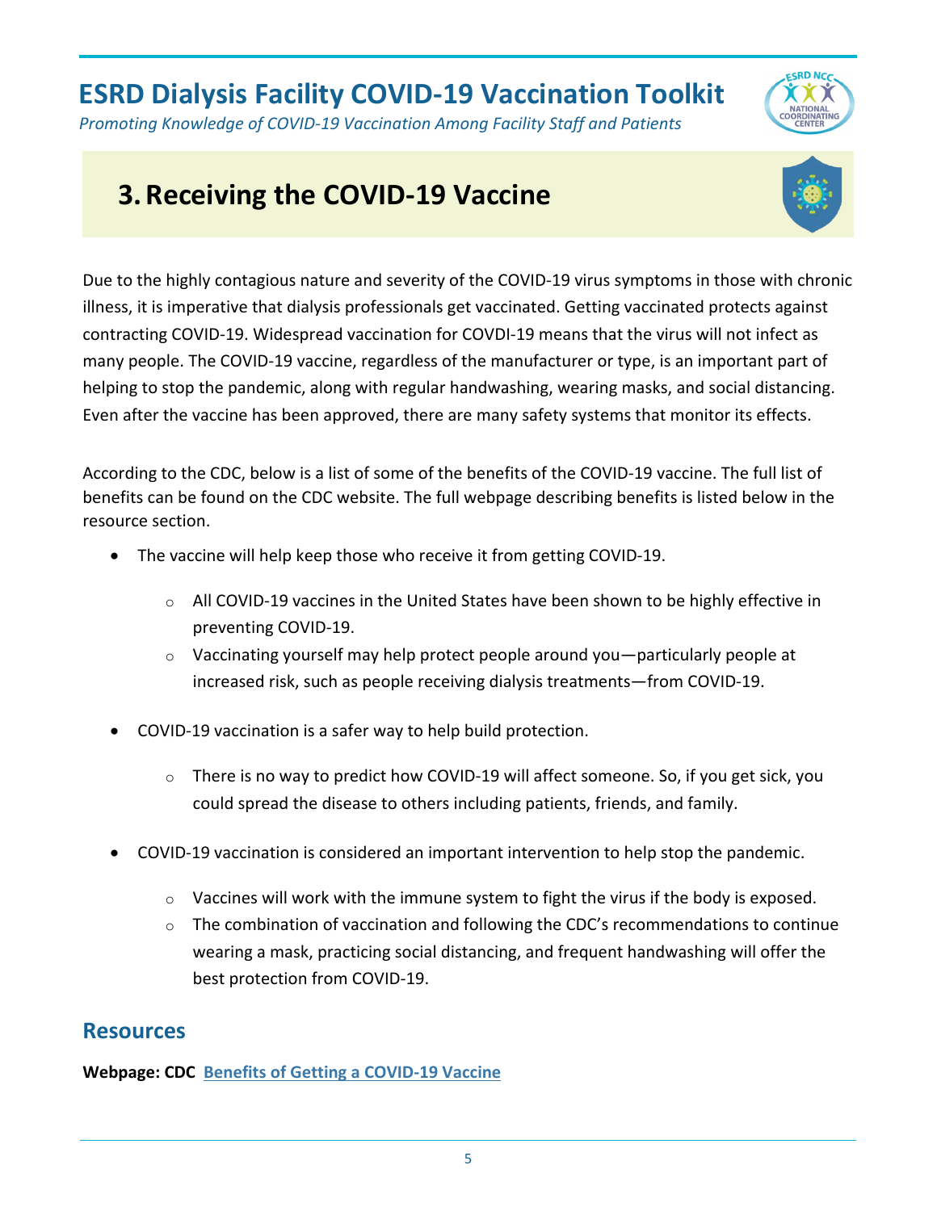## 3. Receiving the COVID-19 Vaccine

Due to the highly contagious nature and severity of the COVID-19 virus symptoms in those with chronic illness, it is imperative that dialysis professionals get vaccinated. Getting vaccinated protects against contracting COVID-19. Widespread vaccination for COVDI-19 means that the virus will not infect as many people. The COVID-19 vaccine, regardless of the manufacturer or type, is an important part of helping to stop the pandemic, along with regular handwashing, wearing masks, and social distancing. Even after the vaccine has been approved, there are many safety systems that monitor its effects.

According to the CDC, below is a list of some of the benefits of the COVID-19 vaccine. The full list of benefits can be found on the CDC website. The full webpage describing benefits is listed below in the resource section.

- The vaccine will help keep those who receive it from getting COVID-19.
  - All COVID-19 vaccines in the United States have been shown to be highly effective in preventing COVID-19.
  - Vaccinating yourself may help protect people around you—particularly people at increased risk, such as people receiving dialysis treatments—from COVID-19.
- COVID-19 vaccination is a safer way to help build protection.
  - There is no way to predict how COVID-19 will affect someone. So, if you get sick, you could spread the disease to others including patients, friends, and family.
- COVID-19 vaccination is considered an important intervention to help stop the pandemic.
  - Vaccines will work with the immune system to fight the virus if the body is exposed.
  - The combination of vaccination and following the CDC's recommendations to continue wearing a mask, practicing social distancing, and frequent handwashing will offer the best protection from COVID-19.

### Resources

**Webpage: CDC** **Benefits of Getting a COVID-19 Vaccine**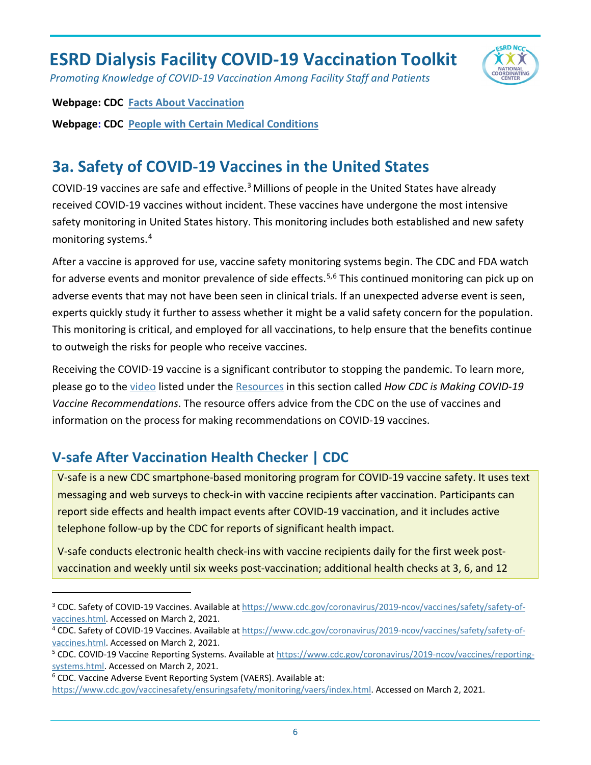**Webpage: CDC** [Facts About Vaccination](#)

**Webpage: CDC** [People with Certain Medical Conditions](#)

## 3a. Safety of COVID-19 Vaccines in the United States

COVID-19 vaccines are safe and effective.[3] Millions of people in the United States have already received COVID-19 vaccines without incident. These vaccines have undergone the most intensive safety monitoring in United States history. This monitoring includes both established and new safety monitoring systems.[4]

After a vaccine is approved for use, vaccine safety monitoring systems begin. The CDC and FDA watch for adverse events and monitor prevalence of side effects.[5,6] This continued monitoring can pick up on adverse events that may not have been seen in clinical trials. If an unexpected adverse event is seen, experts quickly study it further to assess whether it might be a valid safety concern for the population. This monitoring is critical, and employed for all vaccinations, to help ensure that the benefits continue to outweigh the risks for people who receive vaccines.

Receiving the COVID-19 vaccine is a significant contributor to stopping the pandemic. To learn more, please go to the video listed under the Resources in this section called *How CDC is Making COVID-19 Vaccine Recommendations*. The resource offers advice from the CDC on the use of vaccines and information on the process for making recommendations on COVID-19 vaccines.

### V-safe After Vaccination Health Checker | CDC

V-safe is a new CDC smartphone-based monitoring program for COVID-19 vaccine safety. It uses text messaging and web surveys to check-in with vaccine recipients after vaccination. Participants can report side effects and health impact events after COVID-19 vaccination, and it includes active telephone follow-up by the CDC for reports of significant health impact.

V-safe conducts electronic health check-ins with vaccine recipients daily for the first week post-vaccination and weekly until six weeks post-vaccination; additional health checks at 3, 6, and 12

---

[3] CDC. Safety of COVID-19 Vaccines. Available at https://www.cdc.gov/coronavirus/2019-ncov/vaccines/safety/safety-of-vaccines.html. Accessed on March 2, 2021.

[4] CDC. Safety of COVID-19 Vaccines. Available at https://www.cdc.gov/coronavirus/2019-ncov/vaccines/safety/safety-of-vaccines.html. Accessed on March 2, 2021.

[5] CDC. COVID-19 Vaccine Reporting Systems. Available at https://www.cdc.gov/coronavirus/2019-ncov/vaccines/reporting-systems.html. Accessed on March 2, 2021.

[6] CDC. Vaccine Adverse Event Reporting System (VAERS). Available at: https://www.cdc.gov/vaccinesafety/ensuringsafety/monitoring/vaers/index.html. Accessed on March 2, 2021.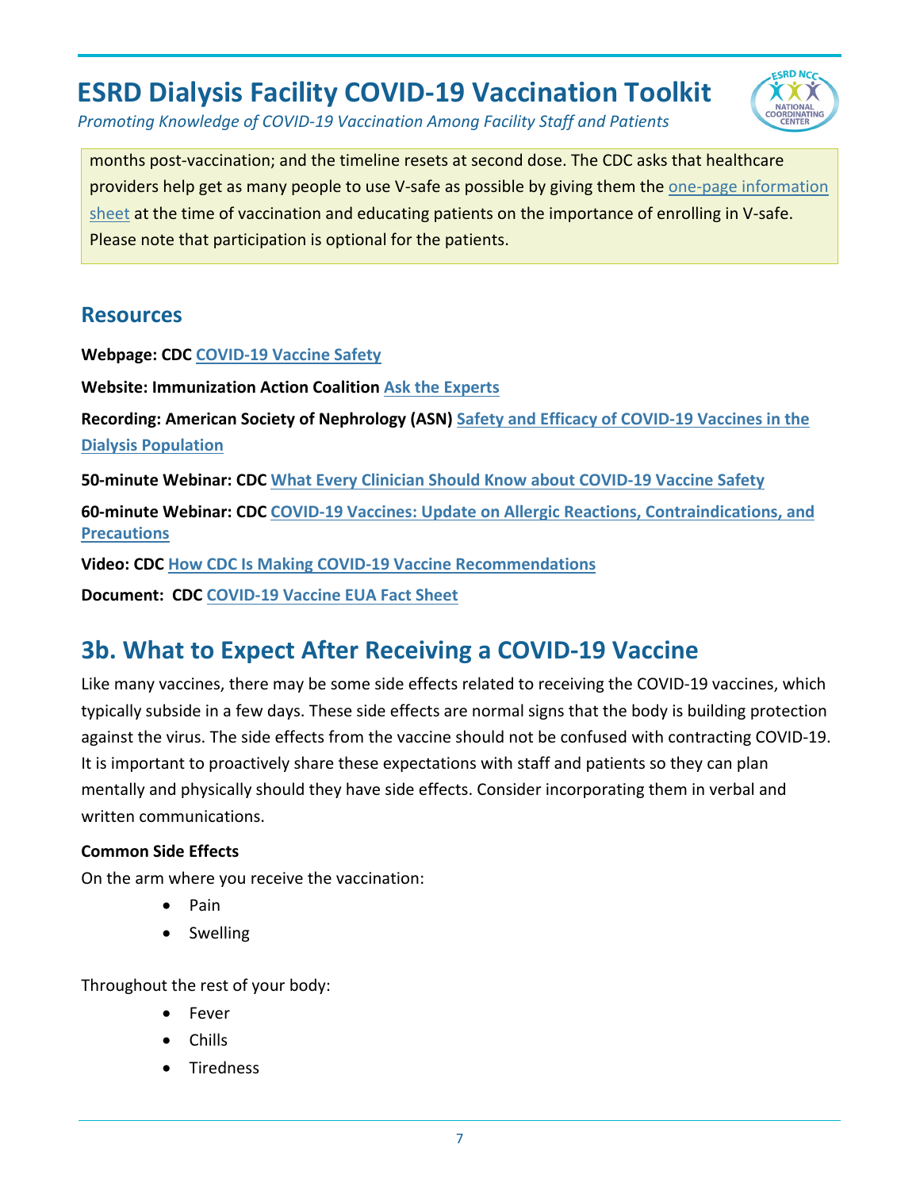months post-vaccination; and the timeline resets at second dose. The CDC asks that healthcare providers help get as many people to use V-safe as possible by giving them the one-page information sheet at the time of vaccination and educating patients on the importance of enrolling in V-safe. Please note that participation is optional for the patients.

## Resources

**Webpage: CDC** **COVID-19 Vaccine Safety**

**Website: Immunization Action Coalition** **Ask the Experts**

**Recording: American Society of Nephrology (ASN)** **Safety and Efficacy of COVID-19 Vaccines in the Dialysis Population**

**50-minute Webinar: CDC** **What Every Clinician Should Know about COVID-19 Vaccine Safety**

**60-minute Webinar: CDC** **COVID-19 Vaccines: Update on Allergic Reactions, Contraindications, and Precautions**

**Video: CDC** **How CDC Is Making COVID-19 Vaccine Recommendations**

**Document: CDC** **COVID-19 Vaccine EUA Fact Sheet**

# 3b. What to Expect After Receiving a COVID-19 Vaccine

Like many vaccines, there may be some side effects related to receiving the COVID-19 vaccines, which typically subside in a few days. These side effects are normal signs that the body is building protection against the virus. The side effects from the vaccine should not be confused with contracting COVID-19. It is important to proactively share these expectations with staff and patients so they can plan mentally and physically should they have side effects. Consider incorporating them in verbal and written communications.

**Common Side Effects**

On the arm where you receive the vaccination:

- Pain
- Swelling

Throughout the rest of your body:

- Fever
- Chills
- Tiredness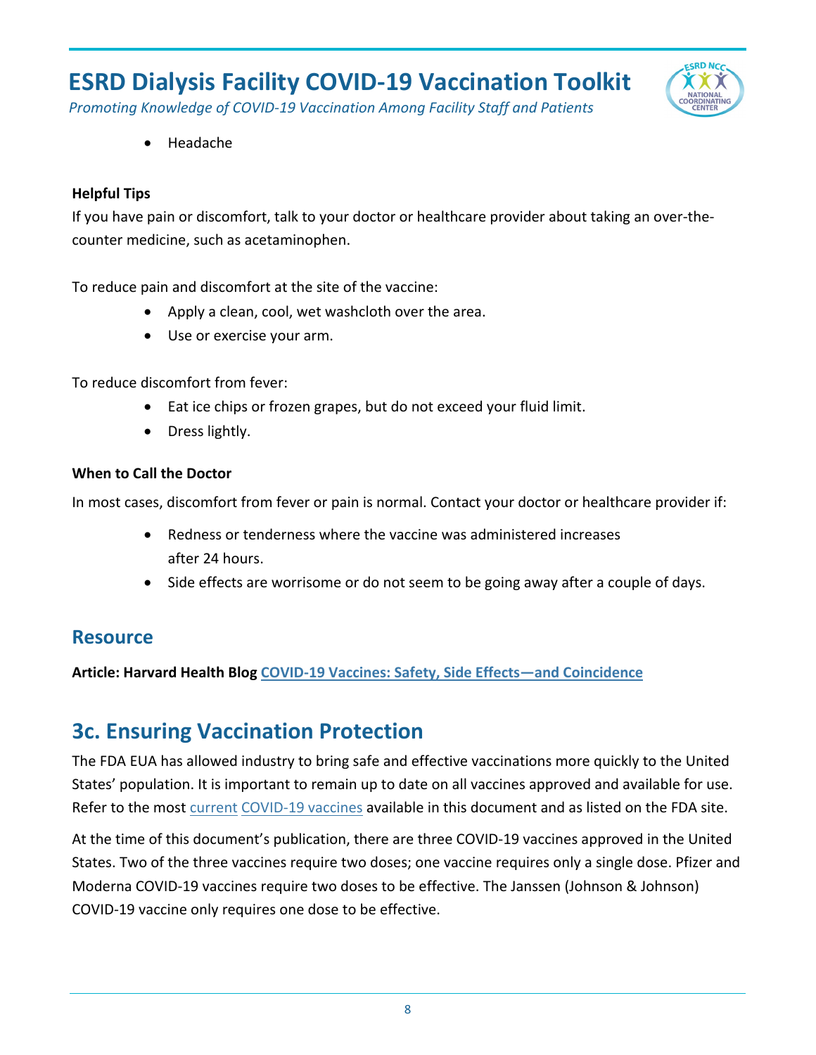- Headache

**Helpful Tips**

If you have pain or discomfort, talk to your doctor or healthcare provider about taking an over-the-counter medicine, such as acetaminophen.

To reduce pain and discomfort at the site of the vaccine:

- Apply a clean, cool, wet washcloth over the area.
- Use or exercise your arm.

To reduce discomfort from fever:

- Eat ice chips or frozen grapes, but do not exceed your fluid limit.
- Dress lightly.

**When to Call the Doctor**

In most cases, discomfort from fever or pain is normal. Contact your doctor or healthcare provider if:

- Redness or tenderness where the vaccine was administered increases after 24 hours.
- Side effects are worrisome or do not seem to be going away after a couple of days.

## Resource

**Article: Harvard Health Blog COVID-19 Vaccines: Safety, Side Effects—and Coincidence**

## 3c. Ensuring Vaccination Protection

The FDA EUA has allowed industry to bring safe and effective vaccinations more quickly to the United States' population. It is important to remain up to date on all vaccines approved and available for use. Refer to the most current COVID-19 vaccines available in this document and as listed on the FDA site.

At the time of this document's publication, there are three COVID-19 vaccines approved in the United States. Two of the three vaccines require two doses; one vaccine requires only a single dose. Pfizer and Moderna COVID-19 vaccines require two doses to be effective. The Janssen (Johnson & Johnson) COVID-19 vaccine only requires one dose to be effective.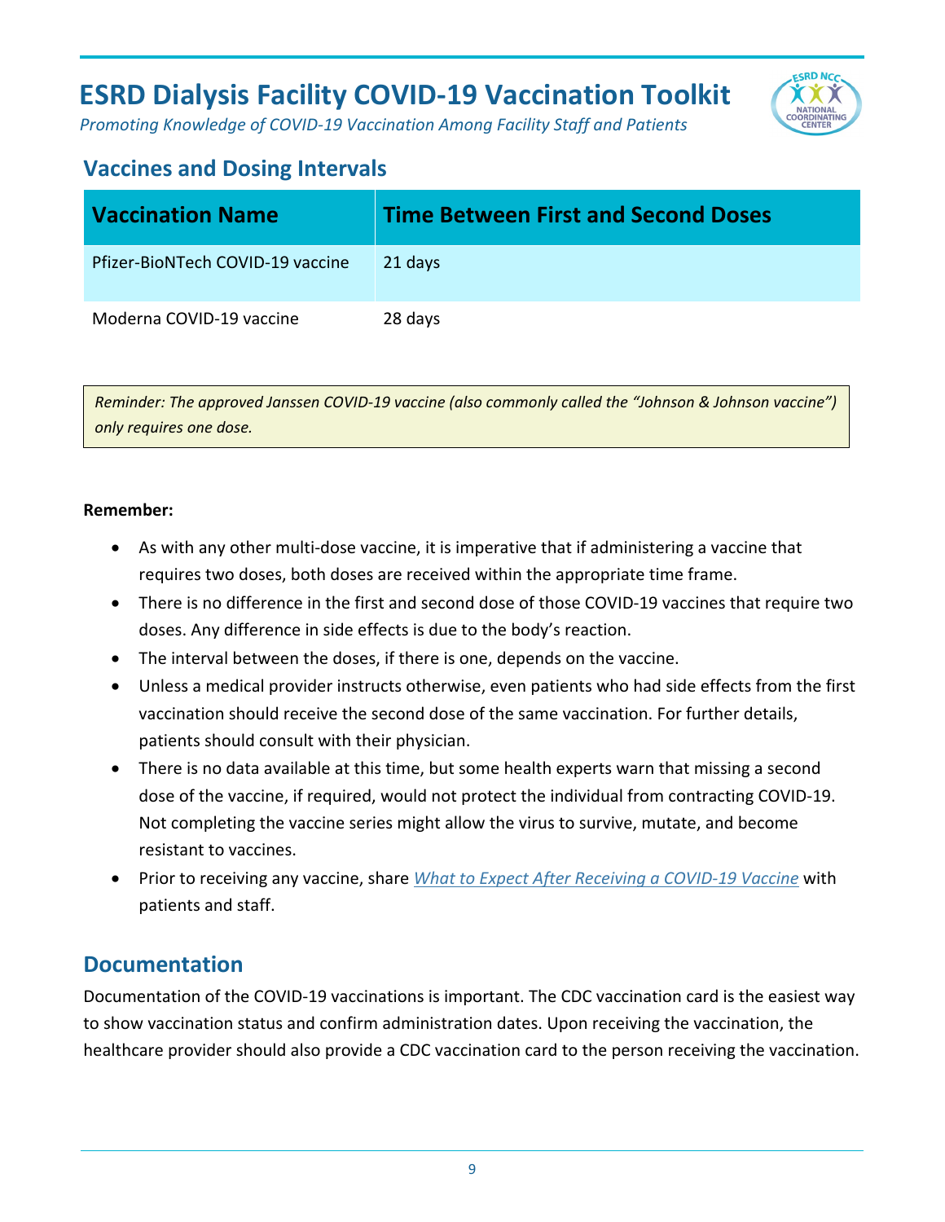# ESRD Dialysis Facility COVID-19 Vaccination Toolkit

*Promoting Knowledge of COVID-19 Vaccination Among Facility Staff and Patients*

## Vaccines and Dosing Intervals

| Vaccination Name | Time Between First and Second Doses |
|---|---|
| Pfizer-BioNTech COVID-19 vaccine | 21 days |
| Moderna COVID-19 vaccine | 28 days |

*Reminder: The approved Janssen COVID-19 vaccine (also commonly called the "Johnson & Johnson vaccine") only requires one dose.*

**Remember:**

- As with any other multi-dose vaccine, it is imperative that if administering a vaccine that requires two doses, both doses are received within the appropriate time frame.
- There is no difference in the first and second dose of those COVID-19 vaccines that require two doses. Any difference in side effects is due to the body's reaction.
- The interval between the doses, if there is one, depends on the vaccine.
- Unless a medical provider instructs otherwise, even patients who had side effects from the first vaccination should receive the second dose of the same vaccination. For further details, patients should consult with their physician.
- There is no data available at this time, but some health experts warn that missing a second dose of the vaccine, if required, would not protect the individual from contracting COVID-19. Not completing the vaccine series might allow the virus to survive, mutate, and become resistant to vaccines.
- Prior to receiving any vaccine, share *What to Expect After Receiving a COVID-19 Vaccine* with patients and staff.

## Documentation

Documentation of the COVID-19 vaccinations is important. The CDC vaccination card is the easiest way to show vaccination status and confirm administration dates. Upon receiving the vaccination, the healthcare provider should also provide a CDC vaccination card to the person receiving the vaccination.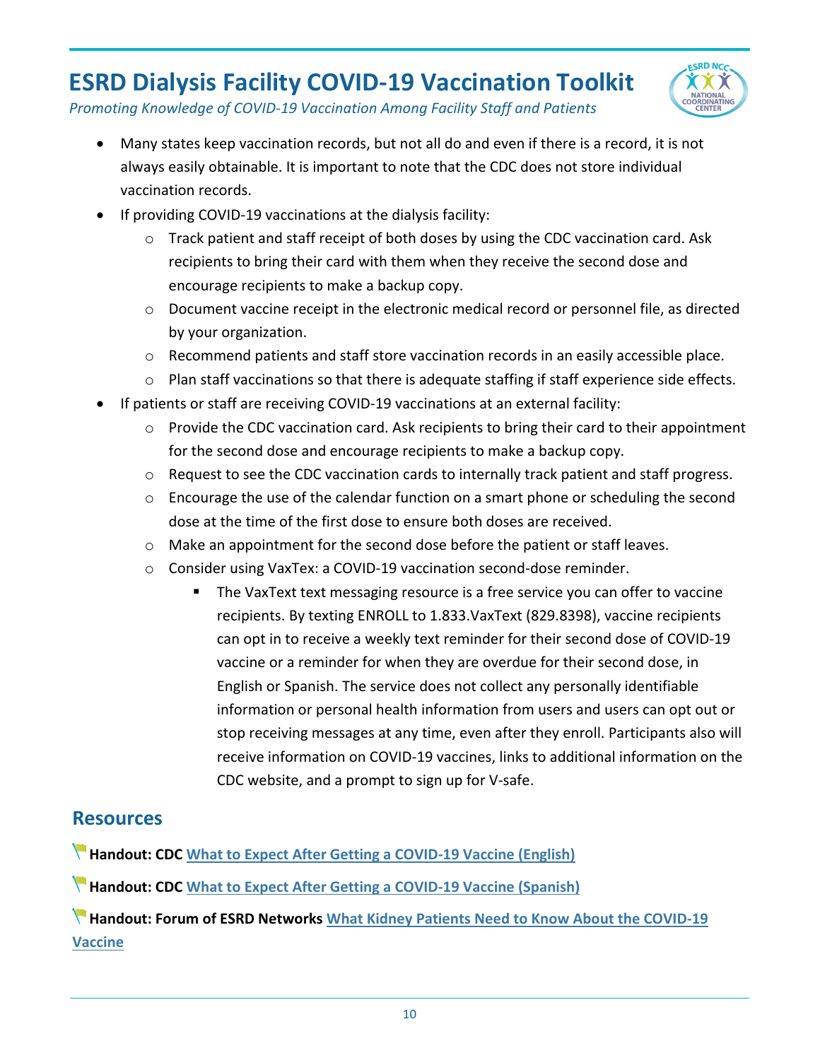- Many states keep vaccination records, but not all do and even if there is a record, it is not always easily obtainable. It is important to note that the CDC does not store individual vaccination records.
- If providing COVID-19 vaccinations at the dialysis facility:
  - Track patient and staff receipt of both doses by using the CDC vaccination card. Ask recipients to bring their card with them when they receive the second dose and encourage recipients to make a backup copy.
  - Document vaccine receipt in the electronic medical record or personnel file, as directed by your organization.
  - Recommend patients and staff store vaccination records in an easily accessible place.
  - Plan staff vaccinations so that there is adequate staffing if staff experience side effects.
- If patients or staff are receiving COVID-19 vaccinations at an external facility:
  - Provide the CDC vaccination card. Ask recipients to bring their card to their appointment for the second dose and encourage recipients to make a backup copy.
  - Request to see the CDC vaccination cards to internally track patient and staff progress.
  - Encourage the use of the calendar function on a smart phone or scheduling the second dose at the time of the first dose to ensure both doses are received.
  - Make an appointment for the second dose before the patient or staff leaves.
  - Consider using VaxTex: a COVID-19 vaccination second-dose reminder.
    - The VaxText text messaging resource is a free service you can offer to vaccine recipients. By texting ENROLL to 1.833.VaxText (829.8398), vaccine recipients can opt in to receive a weekly text reminder for their second dose of COVID-19 vaccine or a reminder for when they are overdue for their second dose, in English or Spanish. The service does not collect any personally identifiable information or personal health information from users and users can opt out or stop receiving messages at any time, even after they enroll. Participants also will receive information on COVID-19 vaccines, links to additional information on the CDC website, and a prompt to sign up for V-safe.

## Resources

**Handout: CDC** What to Expect After Getting a COVID-19 Vaccine (English)

**Handout: CDC** What to Expect After Getting a COVID-19 Vaccine (Spanish)

**Handout: Forum of ESRD Networks** What Kidney Patients Need to Know About the COVID-19 Vaccine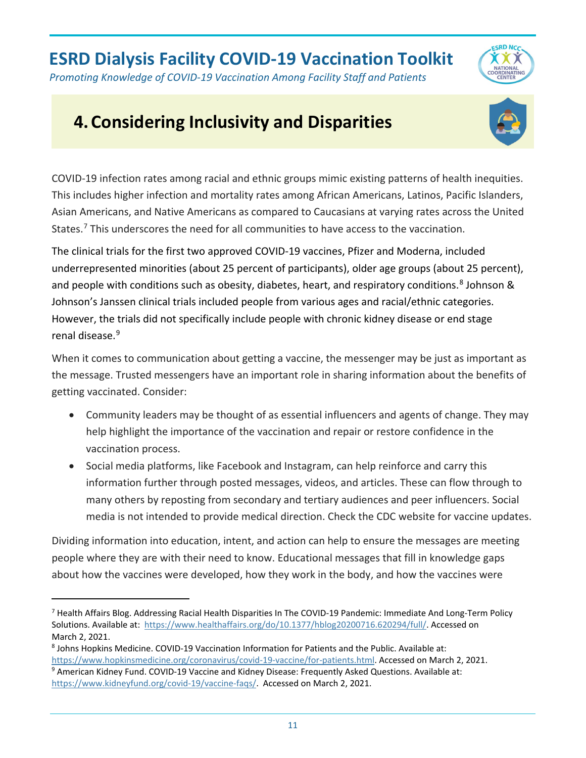# 4. Considering Inclusivity and Disparities

COVID-19 infection rates among racial and ethnic groups mimic existing patterns of health inequities. This includes higher infection and mortality rates among African Americans, Latinos, Pacific Islanders, Asian Americans, and Native Americans as compared to Caucasians at varying rates across the United States.[7] This underscores the need for all communities to have access to the vaccination.

The clinical trials for the first two approved COVID-19 vaccines, Pfizer and Moderna, included underrepresented minorities (about 25 percent of participants), older age groups (about 25 percent), and people with conditions such as obesity, diabetes, heart, and respiratory conditions.[8] Johnson & Johnson's Janssen clinical trials included people from various ages and racial/ethnic categories. However, the trials did not specifically include people with chronic kidney disease or end stage renal disease.[9]

When it comes to communication about getting a vaccine, the messenger may be just as important as the message. Trusted messengers have an important role in sharing information about the benefits of getting vaccinated. Consider:

- Community leaders may be thought of as essential influencers and agents of change. They may help highlight the importance of the vaccination and repair or restore confidence in the vaccination process.
- Social media platforms, like Facebook and Instagram, can help reinforce and carry this information further through posted messages, videos, and articles. These can flow through to many others by reposting from secondary and tertiary audiences and peer influencers. Social media is not intended to provide medical direction. Check the CDC website for vaccine updates.

Dividing information into education, intent, and action can help to ensure the messages are meeting people where they are with their need to know. Educational messages that fill in knowledge gaps about how the vaccines were developed, how they work in the body, and how the vaccines were

---

[7] Health Affairs Blog. Addressing Racial Health Disparities In The COVID-19 Pandemic: Immediate And Long-Term Policy Solutions. Available at: https://www.healthaffairs.org/do/10.1377/hblog20200716.620294/full/. Accessed on March 2, 2021.

[8] Johns Hopkins Medicine. COVID-19 Vaccination Information for Patients and the Public. Available at: https://www.hopkinsmedicine.org/coronavirus/covid-19-vaccine/for-patients.html. Accessed on March 2, 2021.

[9] American Kidney Fund. COVID-19 Vaccine and Kidney Disease: Frequently Asked Questions. Available at: https://www.kidneyfund.org/covid-19/vaccine-faqs/. Accessed on March 2, 2021.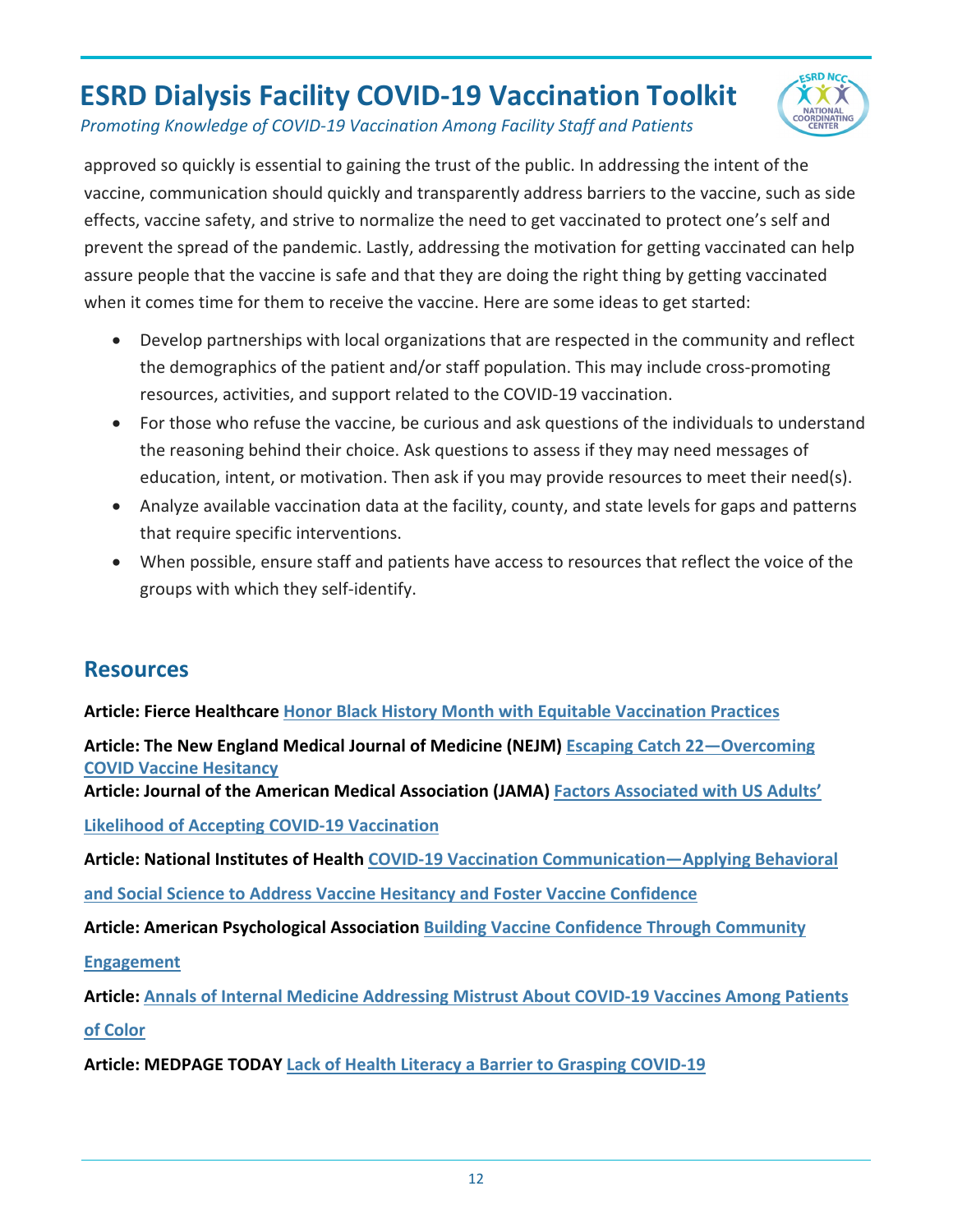approved so quickly is essential to gaining the trust of the public. In addressing the intent of the vaccine, communication should quickly and transparently address barriers to the vaccine, such as side effects, vaccine safety, and strive to normalize the need to get vaccinated to protect one's self and prevent the spread of the pandemic. Lastly, addressing the motivation for getting vaccinated can help assure people that the vaccine is safe and that they are doing the right thing by getting vaccinated when it comes time for them to receive the vaccine. Here are some ideas to get started:

- Develop partnerships with local organizations that are respected in the community and reflect the demographics of the patient and/or staff population. This may include cross-promoting resources, activities, and support related to the COVID-19 vaccination.
- For those who refuse the vaccine, be curious and ask questions of the individuals to understand the reasoning behind their choice. Ask questions to assess if they may need messages of education, intent, or motivation. Then ask if you may provide resources to meet their need(s).
- Analyze available vaccination data at the facility, county, and state levels for gaps and patterns that require specific interventions.
- When possible, ensure staff and patients have access to resources that reflect the voice of the groups with which they self-identify.

## Resources

**Article: Fierce Healthcare** Honor Black History Month with Equitable Vaccination Practices

**Article: The New England Medical Journal of Medicine (NEJM)** Escaping Catch 22—Overcoming COVID Vaccine Hesitancy

**Article: Journal of the American Medical Association (JAMA)** Factors Associated with US Adults' Likelihood of Accepting COVID-19 Vaccination

**Article: National Institutes of Health** COVID-19 Vaccination Communication—Applying Behavioral and Social Science to Address Vaccine Hesitancy and Foster Vaccine Confidence

**Article: American Psychological Association** Building Vaccine Confidence Through Community Engagement

**Article:** Annals of Internal Medicine Addressing Mistrust About COVID-19 Vaccines Among Patients of Color

**Article: MEDPAGE TODAY** Lack of Health Literacy a Barrier to Grasping COVID-19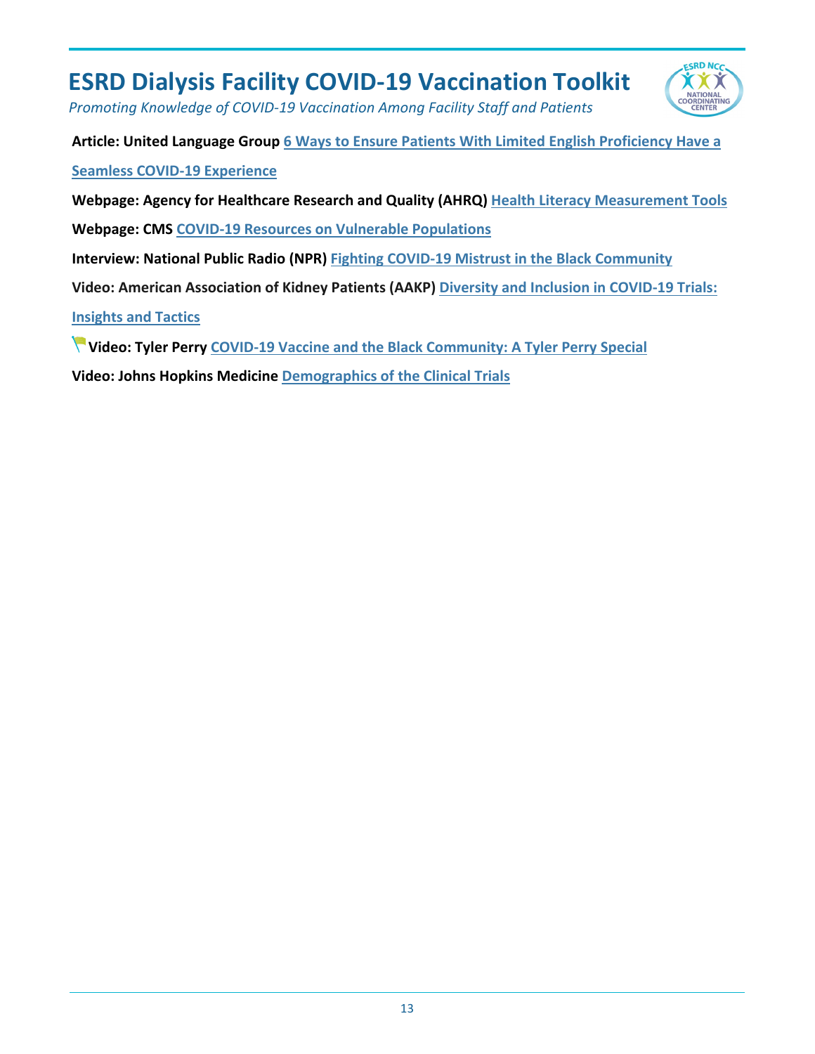**Article: United Language Group** 6 Ways to Ensure Patients With Limited English Proficiency Have a Seamless COVID-19 Experience

**Webpage: Agency for Healthcare Research and Quality (AHRQ)** Health Literacy Measurement Tools

**Webpage: CMS** COVID-19 Resources on Vulnerable Populations

**Interview: National Public Radio (NPR)** Fighting COVID-19 Mistrust in the Black Community

**Video: American Association of Kidney Patients (AAKP)** Diversity and Inclusion in COVID-19 Trials: Insights and Tactics

**Video: Tyler Perry** COVID-19 Vaccine and the Black Community: A Tyler Perry Special

**Video: Johns Hopkins Medicine** Demographics of the Clinical Trials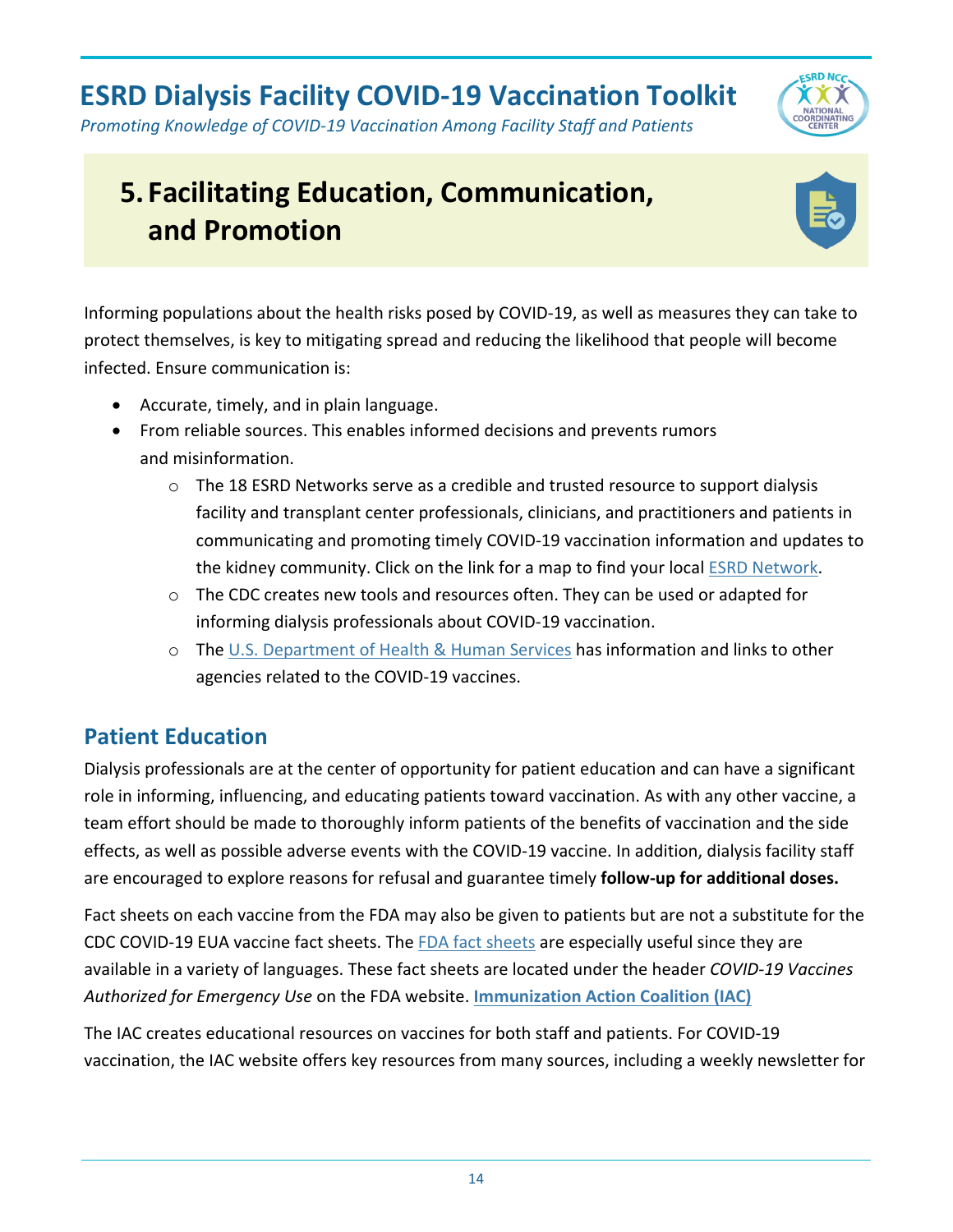## 5. Facilitating Education, Communication, and Promotion

Informing populations about the health risks posed by COVID-19, as well as measures they can take to protect themselves, is key to mitigating spread and reducing the likelihood that people will become infected. Ensure communication is:

- Accurate, timely, and in plain language.
- From reliable sources. This enables informed decisions and prevents rumors and misinformation.
  - The 18 ESRD Networks serve as a credible and trusted resource to support dialysis facility and transplant center professionals, clinicians, and practitioners and patients in communicating and promoting timely COVID-19 vaccination information and updates to the kidney community. Click on the link for a map to find your local ESRD Network.
  - The CDC creates new tools and resources often. They can be used or adapted for informing dialysis professionals about COVID-19 vaccination.
  - The U.S. Department of Health & Human Services has information and links to other agencies related to the COVID-19 vaccines.

### Patient Education

Dialysis professionals are at the center of opportunity for patient education and can have a significant role in informing, influencing, and educating patients toward vaccination. As with any other vaccine, a team effort should be made to thoroughly inform patients of the benefits of vaccination and the side effects, as well as possible adverse events with the COVID-19 vaccine. In addition, dialysis facility staff are encouraged to explore reasons for refusal and guarantee timely **follow-up for additional doses.**

Fact sheets on each vaccine from the FDA may also be given to patients but are not a substitute for the CDC COVID-19 EUA vaccine fact sheets. The FDA fact sheets are especially useful since they are available in a variety of languages. These fact sheets are located under the header *COVID-19 Vaccines Authorized for Emergency Use* on the FDA website. **Immunization Action Coalition (IAC)**

The IAC creates educational resources on vaccines for both staff and patients. For COVID-19 vaccination, the IAC website offers key resources from many sources, including a weekly newsletter for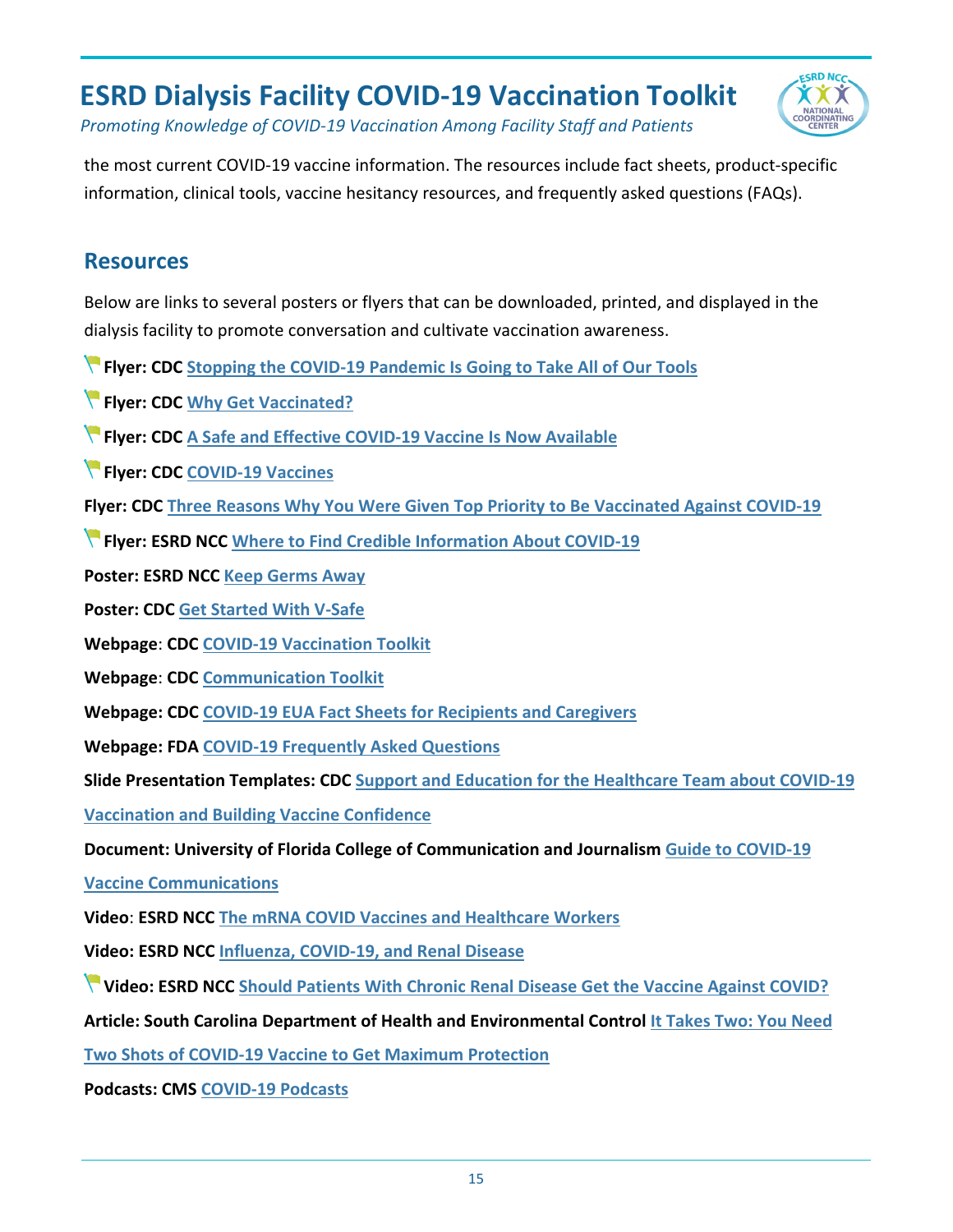the most current COVID-19 vaccine information. The resources include fact sheets, product-specific information, clinical tools, vaccine hesitancy resources, and frequently asked questions (FAQs).

## Resources

Below are links to several posters or flyers that can be downloaded, printed, and displayed in the dialysis facility to promote conversation and cultivate vaccination awareness.

**Flyer: CDC** Stopping the COVID-19 Pandemic Is Going to Take All of Our Tools

**Flyer: CDC** Why Get Vaccinated?

**Flyer: CDC** A Safe and Effective COVID-19 Vaccine Is Now Available

**Flyer: CDC** COVID-19 Vaccines

**Flyer: CDC** Three Reasons Why You Were Given Top Priority to Be Vaccinated Against COVID-19

**Flyer: ESRD NCC** Where to Find Credible Information About COVID-19

**Poster: ESRD NCC** Keep Germs Away

**Poster: CDC** Get Started With V-Safe

**Webpage**: **CDC** COVID-19 Vaccination Toolkit

**Webpage**: **CDC** Communication Toolkit

**Webpage: CDC** COVID-19 EUA Fact Sheets for Recipients and Caregivers

**Webpage: FDA** COVID-19 Frequently Asked Questions

**Slide Presentation Templates: CDC** Support and Education for the Healthcare Team about COVID-19 Vaccination and Building Vaccine Confidence

**Document: University of Florida College of Communication and Journalism** Guide to COVID-19 Vaccine Communications

**Video**: **ESRD NCC** The mRNA COVID Vaccines and Healthcare Workers

**Video: ESRD NCC** Influenza, COVID-19, and Renal Disease

**Video: ESRD NCC** Should Patients With Chronic Renal Disease Get the Vaccine Against COVID?

**Article: South Carolina Department of Health and Environmental Control** It Takes Two: You Need Two Shots of COVID-19 Vaccine to Get Maximum Protection

**Podcasts: CMS** COVID-19 Podcasts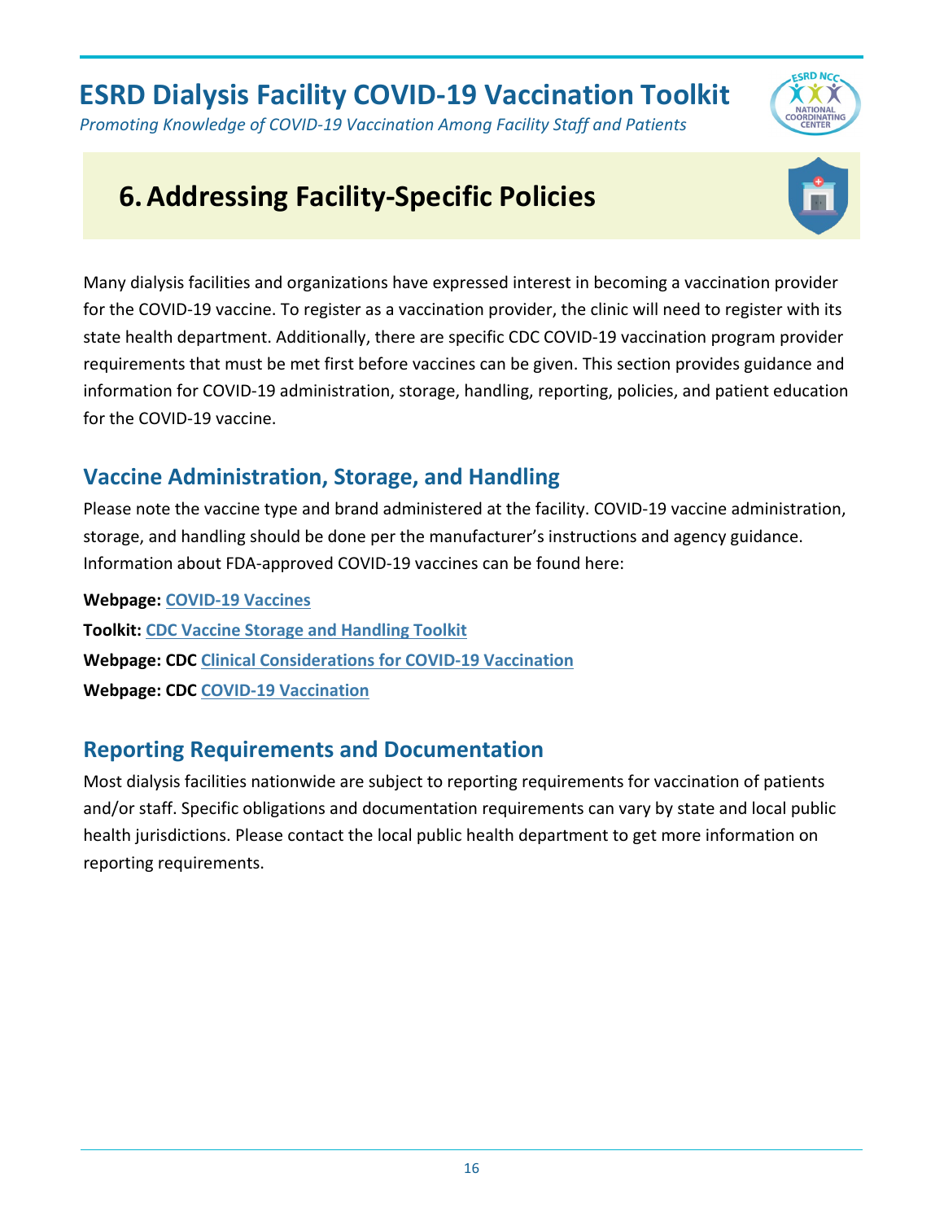## 6. Addressing Facility-Specific Policies

Many dialysis facilities and organizations have expressed interest in becoming a vaccination provider for the COVID-19 vaccine. To register as a vaccination provider, the clinic will need to register with its state health department. Additionally, there are specific CDC COVID-19 vaccination program provider requirements that must be met first before vaccines can be given. This section provides guidance and information for COVID-19 administration, storage, handling, reporting, policies, and patient education for the COVID-19 vaccine.

### Vaccine Administration, Storage, and Handling

Please note the vaccine type and brand administered at the facility. COVID-19 vaccine administration, storage, and handling should be done per the manufacturer's instructions and agency guidance. Information about FDA-approved COVID-19 vaccines can be found here:

**Webpage:** COVID-19 Vaccines

**Toolkit:** CDC Vaccine Storage and Handling Toolkit

**Webpage: CDC** Clinical Considerations for COVID-19 Vaccination

**Webpage: CDC** COVID-19 Vaccination

### Reporting Requirements and Documentation

Most dialysis facilities nationwide are subject to reporting requirements for vaccination of patients and/or staff. Specific obligations and documentation requirements can vary by state and local public health jurisdictions. Please contact the local public health department to get more information on reporting requirements.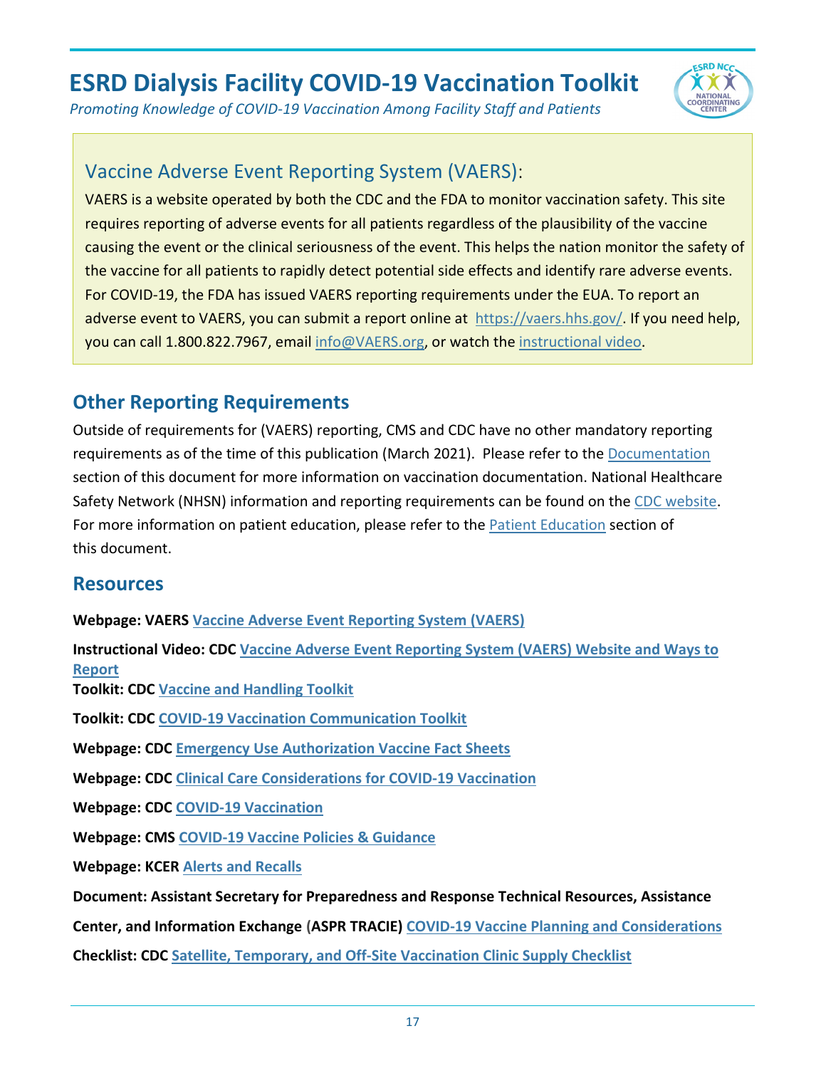## Vaccine Adverse Event Reporting System (VAERS):

VAERS is a website operated by both the CDC and the FDA to monitor vaccination safety. This site requires reporting of adverse events for all patients regardless of the plausibility of the vaccine causing the event or the clinical seriousness of the event. This helps the nation monitor the safety of the vaccine for all patients to rapidly detect potential side effects and identify rare adverse events. For COVID-19, the FDA has issued VAERS reporting requirements under the EUA. To report an adverse event to VAERS, you can submit a report online at https://vaers.hhs.gov/. If you need help, you can call 1.800.822.7967, email info@VAERS.org, or watch the instructional video.

## Other Reporting Requirements

Outside of requirements for (VAERS) reporting, CMS and CDC have no other mandatory reporting requirements as of the time of this publication (March 2021). Please refer to the Documentation section of this document for more information on vaccination documentation. National Healthcare Safety Network (NHSN) information and reporting requirements can be found on the CDC website. For more information on patient education, please refer to the Patient Education section of this document.

## Resources

**Webpage: VAERS Vaccine Adverse Event Reporting System (VAERS)**

**Instructional Video: CDC Vaccine Adverse Event Reporting System (VAERS) Website and Ways to Report**

**Toolkit: CDC Vaccine and Handling Toolkit**

**Toolkit: CDC COVID-19 Vaccination Communication Toolkit**

**Webpage: CDC Emergency Use Authorization Vaccine Fact Sheets**

**Webpage: CDC Clinical Care Considerations for COVID-19 Vaccination**

**Webpage: CDC COVID-19 Vaccination**

**Webpage: CMS COVID-19 Vaccine Policies & Guidance**

**Webpage: KCER Alerts and Recalls**

**Document: Assistant Secretary for Preparedness and Response Technical Resources, Assistance Center, and Information Exchange (ASPR TRACIE) COVID-19 Vaccine Planning and Considerations**

**Checklist: CDC Satellite, Temporary, and Off-Site Vaccination Clinic Supply Checklist**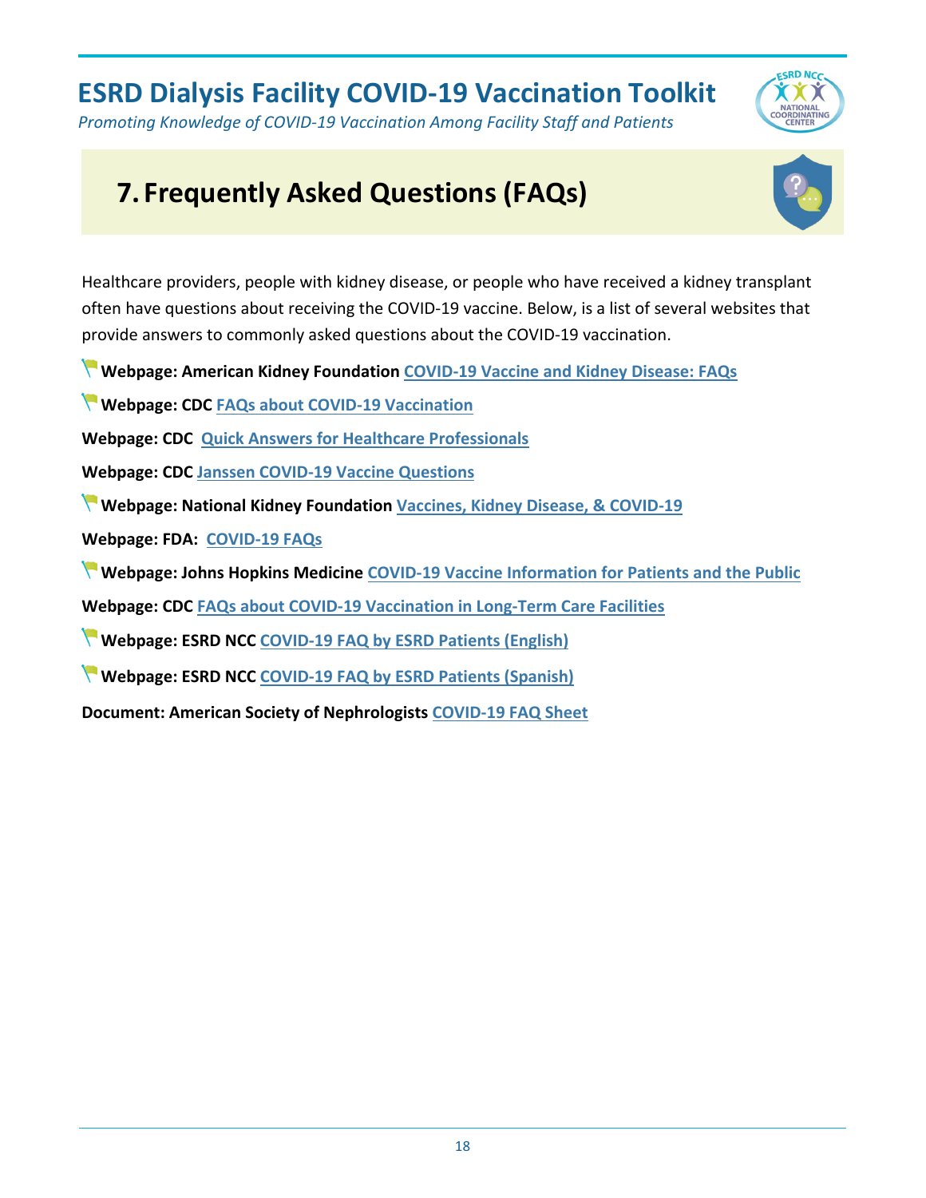# 7. Frequently Asked Questions (FAQs)

Healthcare providers, people with kidney disease, or people who have received a kidney transplant often have questions about receiving the COVID-19 vaccine. Below, is a list of several websites that provide answers to commonly asked questions about the COVID-19 vaccination.

**Webpage: American Kidney Foundation** COVID-19 Vaccine and Kidney Disease: FAQs

**Webpage: CDC** FAQs about COVID-19 Vaccination

**Webpage: CDC** Quick Answers for Healthcare Professionals

**Webpage: CDC** Janssen COVID-19 Vaccine Questions

**Webpage: National Kidney Foundation** Vaccines, Kidney Disease, & COVID-19

**Webpage: FDA:** COVID-19 FAQs

**Webpage: Johns Hopkins Medicine** COVID-19 Vaccine Information for Patients and the Public

**Webpage: CDC** FAQs about COVID-19 Vaccination in Long-Term Care Facilities

**Webpage: ESRD NCC** COVID-19 FAQ by ESRD Patients (English)

**Webpage: ESRD NCC** COVID-19 FAQ by ESRD Patients (Spanish)

**Document: American Society of Nephrologists** COVID-19 FAQ Sheet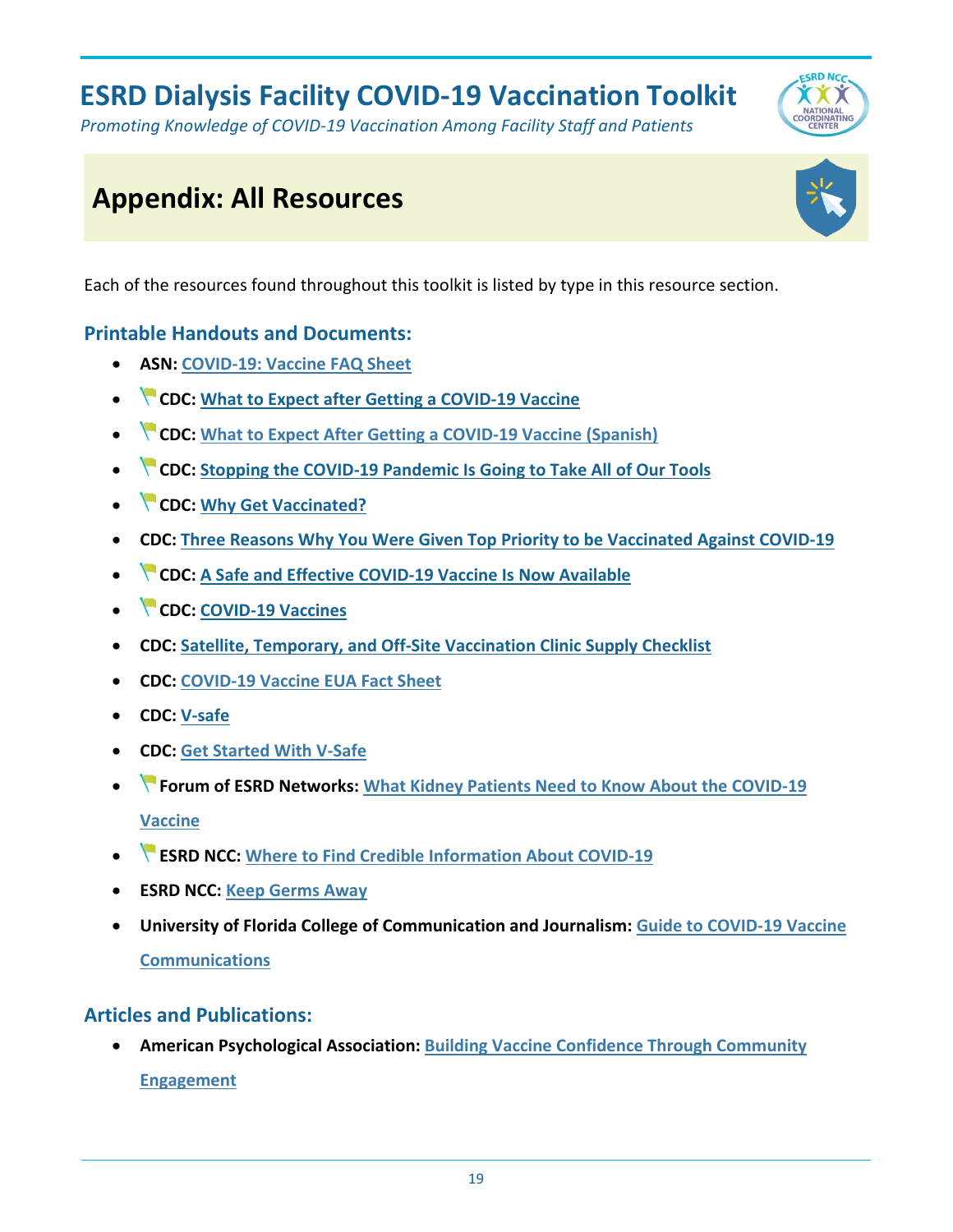# ESRD Dialysis Facility COVID-19 Vaccination Toolkit

*Promoting Knowledge of COVID-19 Vaccination Among Facility Staff and Patients*

## Appendix: All Resources

Each of the resources found throughout this toolkit is listed by type in this resource section.

### Printable Handouts and Documents:

- **ASN:** COVID-19: Vaccine FAQ Sheet
- **CDC:** What to Expect after Getting a COVID-19 Vaccine
- **CDC:** What to Expect After Getting a COVID-19 Vaccine (Spanish)
- **CDC:** Stopping the COVID-19 Pandemic Is Going to Take All of Our Tools
- **CDC:** Why Get Vaccinated?
- **CDC:** Three Reasons Why You Were Given Top Priority to be Vaccinated Against COVID-19
- **CDC:** A Safe and Effective COVID-19 Vaccine Is Now Available
- **CDC:** COVID-19 Vaccines
- **CDC:** Satellite, Temporary, and Off-Site Vaccination Clinic Supply Checklist
- **CDC:** COVID-19 Vaccine EUA Fact Sheet
- **CDC:** V-safe
- **CDC:** Get Started With V-Safe
- **Forum of ESRD Networks:** What Kidney Patients Need to Know About the COVID-19 Vaccine
- **ESRD NCC:** Where to Find Credible Information About COVID-19
- **ESRD NCC:** Keep Germs Away
- **University of Florida College of Communication and Journalism:** Guide to COVID-19 Vaccine Communications

### Articles and Publications:

- **American Psychological Association:** Building Vaccine Confidence Through Community Engagement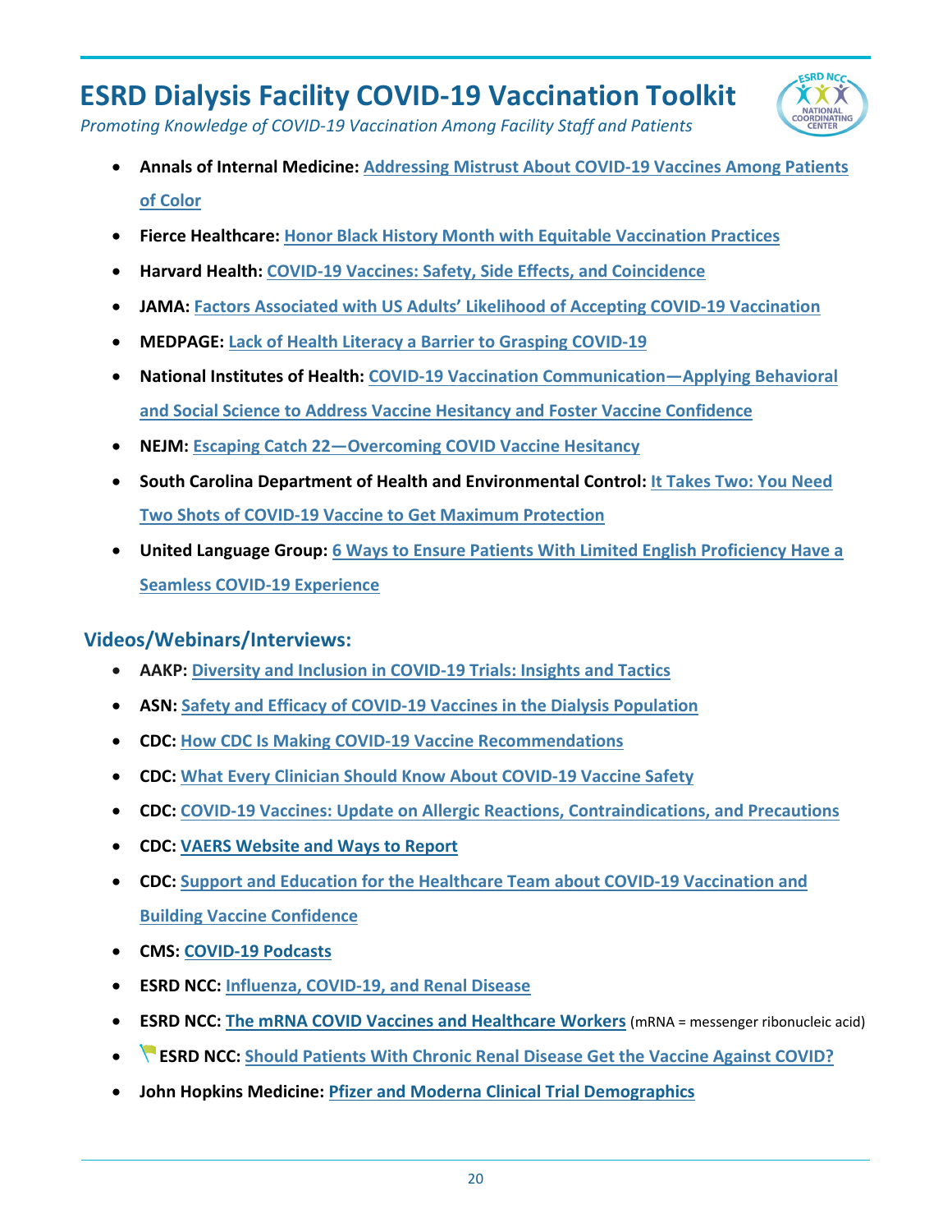- **Annals of Internal Medicine:** Addressing Mistrust About COVID-19 Vaccines Among Patients of Color
- **Fierce Healthcare:** Honor Black History Month with Equitable Vaccination Practices
- **Harvard Health:** COVID-19 Vaccines: Safety, Side Effects, and Coincidence
- **JAMA:** Factors Associated with US Adults' Likelihood of Accepting COVID-19 Vaccination
- **MEDPAGE:** Lack of Health Literacy a Barrier to Grasping COVID-19
- **National Institutes of Health:** COVID-19 Vaccination Communication—Applying Behavioral and Social Science to Address Vaccine Hesitancy and Foster Vaccine Confidence
- **NEJM:** Escaping Catch 22—Overcoming COVID Vaccine Hesitancy
- **South Carolina Department of Health and Environmental Control:** It Takes Two: You Need Two Shots of COVID-19 Vaccine to Get Maximum Protection
- **United Language Group:** 6 Ways to Ensure Patients With Limited English Proficiency Have a Seamless COVID-19 Experience

## Videos/Webinars/Interviews:

- **AAKP:** Diversity and Inclusion in COVID-19 Trials: Insights and Tactics
- **ASN:** Safety and Efficacy of COVID-19 Vaccines in the Dialysis Population
- **CDC:** How CDC Is Making COVID-19 Vaccine Recommendations
- **CDC:** What Every Clinician Should Know About COVID-19 Vaccine Safety
- **CDC:** COVID-19 Vaccines: Update on Allergic Reactions, Contraindications, and Precautions
- **CDC:** VAERS Website and Ways to Report
- **CDC:** Support and Education for the Healthcare Team about COVID-19 Vaccination and Building Vaccine Confidence
- **CMS:** COVID-19 Podcasts
- **ESRD NCC:** Influenza, COVID-19, and Renal Disease
- **ESRD NCC:** The mRNA COVID Vaccines and Healthcare Workers (mRNA = messenger ribonucleic acid)
- **ESRD NCC:** Should Patients With Chronic Renal Disease Get the Vaccine Against COVID?
- **John Hopkins Medicine:** Pfizer and Moderna Clinical Trial Demographics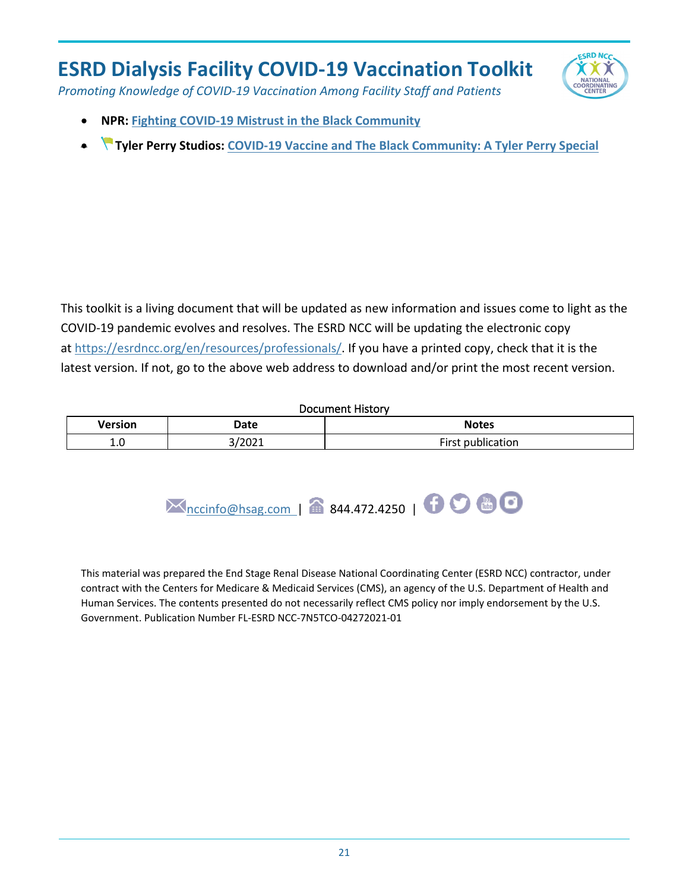- **NPR:** Fighting COVID-19 Mistrust in the Black Community
- **Tyler Perry Studios:** COVID-19 Vaccine and The Black Community: A Tyler Perry Special

This toolkit is a living document that will be updated as new information and issues come to light as the COVID-19 pandemic evolves and resolves. The ESRD NCC will be updating the electronic copy at https://esrdncc.org/en/resources/professionals/. If you have a printed copy, check that it is the latest version. If not, go to the above web address to download and/or print the most recent version.

Document History

| Version | Date | Notes |
|---|---|---|
| 1.0 | 3/2021 | First publication |

nccinfo@hsag.com | 844.472.4250 |

This material was prepared the End Stage Renal Disease National Coordinating Center (ESRD NCC) contractor, under contract with the Centers for Medicare & Medicaid Services (CMS), an agency of the U.S. Department of Health and Human Services. The contents presented do not necessarily reflect CMS policy nor imply endorsement by the U.S. Government. Publication Number FL-ESRD NCC-7N5TCO-04272021-01